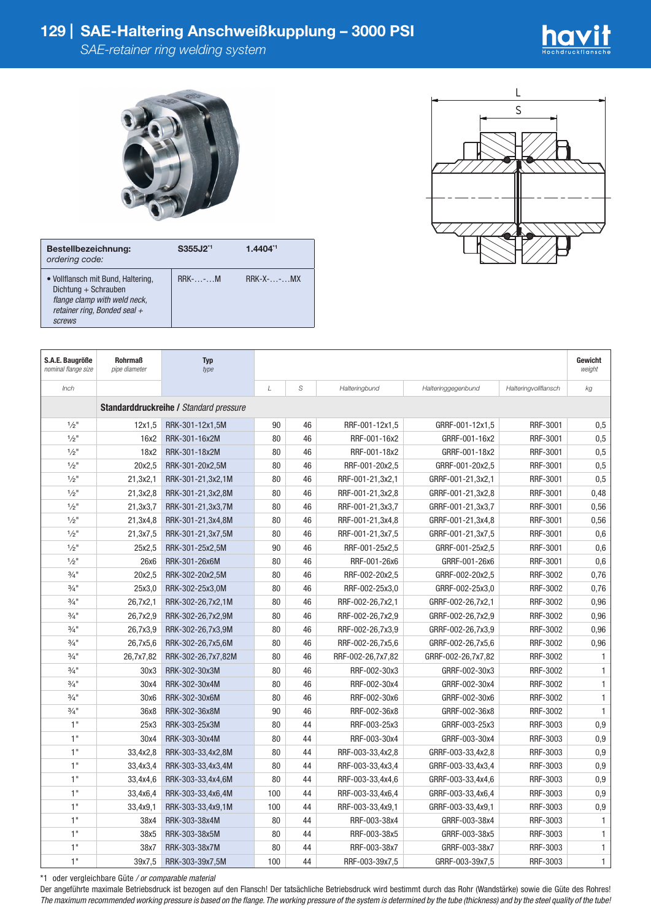# 129 | SAE-Haltering Anschweißkupplung – 3000 PSI

*SAE-retainer ring welding system*

L

S

| Bestellbezeichnung: *ordering code:* | S355J2[*1] | 1.4404[*1] |
|---|---|---|
| • Vollflansch mit Bund, Haltering, Dichtung + Schrauben *flange clamp with weld neck, retainer ring, Bonded seal + screws* | RRK-…-…M | RRK-X-…-…MX |

| S.A.E. Baugröße *nominal flange size* | Rohrmaß *pipe diameter* | Typ *type* | | | | | | Gewicht *weight* |
|---|---|---|---|---|---|---|---|---|
| *Inch* | | | *L* | *S* | *Halteringbund* | *Halteringgegenbund* | *Halteringvollflansch* | *kg* |
| | **Standarddruckreihe /** *Standard pressure* | | | | | | | |
| ½" | 12x1,5 | RRK-301-12x1,5M | 90 | 46 | RRF-001-12x1,5 | GRRF-001-12x1,5 | RRF-3001 | 0,5 |
| ½" | 16x2 | RRK-301-16x2M | 80 | 46 | RRF-001-16x2 | GRRF-001-16x2 | RRF-3001 | 0,5 |
| ½" | 18x2 | RRK-301-18x2M | 80 | 46 | RRF-001-18x2 | GRRF-001-18x2 | RRF-3001 | 0,5 |
| ½" | 20x2,5 | RRK-301-20x2,5M | 80 | 46 | RRF-001-20x2,5 | GRRF-001-20x2,5 | RRF-3001 | 0,5 |
| ½" | 21,3x2,1 | RRK-301-21,3x2,1M | 80 | 46 | RRF-001-21,3x2,1 | GRRF-001-21,3x2,1 | RRF-3001 | 0,5 |
| ½" | 21,3x2,8 | RRK-301-21,3x2,8M | 80 | 46 | RRF-001-21,3x2,8 | GRRF-001-21,3x2,8 | RRF-3001 | 0,48 |
| ½" | 21,3x3,7 | RRK-301-21,3x3,7M | 80 | 46 | RRF-001-21,3x3,7 | GRRF-001-21,3x3,7 | RRF-3001 | 0,56 |
| ½" | 21,3x4,8 | RRK-301-21,3x4,8M | 80 | 46 | RRF-001-21,3x4,8 | GRRF-001-21,3x4,8 | RRF-3001 | 0,56 |
| ½" | 21,3x7,5 | RRK-301-21,3x7,5M | 80 | 46 | RRF-001-21,3x7,5 | GRRF-001-21,3x7,5 | RRF-3001 | 0,6 |
| ½" | 25x2,5 | RRK-301-25x2,5M | 90 | 46 | RRF-001-25x2,5 | GRRF-001-25x2,5 | RRF-3001 | 0,6 |
| ½" | 26x6 | RRK-301-26x6M | 80 | 46 | RRF-001-26x6 | GRRF-001-26x6 | RRF-3001 | 0,6 |
| ¾" | 20x2,5 | RRK-302-20x2,5M | 80 | 46 | RRF-002-20x2,5 | GRRF-002-20x2,5 | RRF-3002 | 0,76 |
| ¾" | 25x3,0 | RRK-302-25x3,0M | 80 | 46 | RRF-002-25x3,0 | GRRF-002-25x3,0 | RRF-3002 | 0,76 |
| ¾" | 26,7x2,1 | RRK-302-26,7x2,1M | 80 | 46 | RRF-002-26,7x2,1 | GRRF-002-26,7x2,1 | RRF-3002 | 0,96 |
| ¾" | 26,7x2,9 | RRK-302-26,7x2,9M | 80 | 46 | RRF-002-26,7x2,9 | GRRF-002-26,7x2,9 | RRF-3002 | 0,96 |
| ¾" | 26,7x3,9 | RRK-302-26,7x3,9M | 80 | 46 | RRF-002-26,7x3,9 | GRRF-002-26,7x3,9 | RRF-3002 | 0,96 |
| ¾" | 26,7x5,6 | RRK-302-26,7x5,6M | 80 | 46 | RRF-002-26,7x5,6 | GRRF-002-26,7x5,6 | RRF-3002 | 0,96 |
| ¾" | 26,7x7,82 | RRK-302-26,7x7,82M | 80 | 46 | RRF-002-26,7x7,82 | GRRF-002-26,7x7,82 | RRF-3002 | 1 |
| ¾" | 30x3 | RRK-302-30x3M | 80 | 46 | RRF-002-30x3 | GRRF-002-30x3 | RRF-3002 | 1 |
| ¾" | 30x4 | RRK-302-30x4M | 80 | 46 | RRF-002-30x4 | GRRF-002-30x4 | RRF-3002 | 1 |
| ¾" | 30x6 | RRK-302-30x6M | 80 | 46 | RRF-002-30x6 | GRRF-002-30x6 | RRF-3002 | 1 |
| ¾" | 36x8 | RRK-302-36x8M | 90 | 46 | RRF-002-36x8 | GRRF-002-36x8 | RRF-3002 | 1 |
| 1" | 25x3 | RRK-303-25x3M | 80 | 44 | RRF-003-25x3 | GRRF-003-25x3 | RRF-3003 | 0,9 |
| 1" | 30x4 | RRK-303-30x4M | 80 | 44 | RRF-003-30x4 | GRRF-003-30x4 | RRF-3003 | 0,9 |
| 1" | 33,4x2,8 | RRK-303-33,4x2,8M | 80 | 44 | RRF-003-33,4x2,8 | GRRF-003-33,4x2,8 | RRF-3003 | 0,9 |
| 1" | 33,4x3,4 | RRK-303-33,4x3,4M | 80 | 44 | RRF-003-33,4x3,4 | GRRF-003-33,4x3,4 | RRF-3003 | 0,9 |
| 1" | 33,4x4,6 | RRK-303-33,4x4,6M | 80 | 44 | RRF-003-33,4x4,6 | GRRF-003-33,4x4,6 | RRF-3003 | 0,9 |
| 1" | 33,4x6,4 | RRK-303-33,4x6,4M | 100 | 44 | RRF-003-33,4x6,4 | GRRF-003-33,4x6,4 | RRF-3003 | 0,9 |
| 1" | 33,4x9,1 | RRK-303-33,4x9,1M | 100 | 44 | RRF-003-33,4x9,1 | GRRF-003-33,4x9,1 | RRF-3003 | 0,9 |
| 1" | 38x4 | RRK-303-38x4M | 80 | 44 | RRF-003-38x4 | GRRF-003-38x4 | RRF-3003 | 1 |
| 1" | 38x5 | RRK-303-38x5M | 80 | 44 | RRF-003-38x5 | GRRF-003-38x5 | RRF-3003 | 1 |
| 1" | 38x7 | RRK-303-38x7M | 80 | 44 | RRF-003-38x7 | GRRF-003-38x7 | RRF-3003 | 1 |
| 1" | 39x7,5 | RRK-303-39x7,5M | 100 | 44 | RRF-003-39x7,5 | GRRF-003-39x7,5 | RRF-3003 | 1 |

*1 oder vergleichbare Güte */ or comparable material*

Der angeführte maximale Betriebsdruck ist bezogen auf den Flansch! Der tatsächliche Betriebsdruck wird bestimmt durch das Rohr (Wandstärke) sowie die Güte des Rohres!
*The maximum recommended working pressure is based on the flange. The working pressure of the system is determined by the tube (thickness) and by the steel quality of the tube!*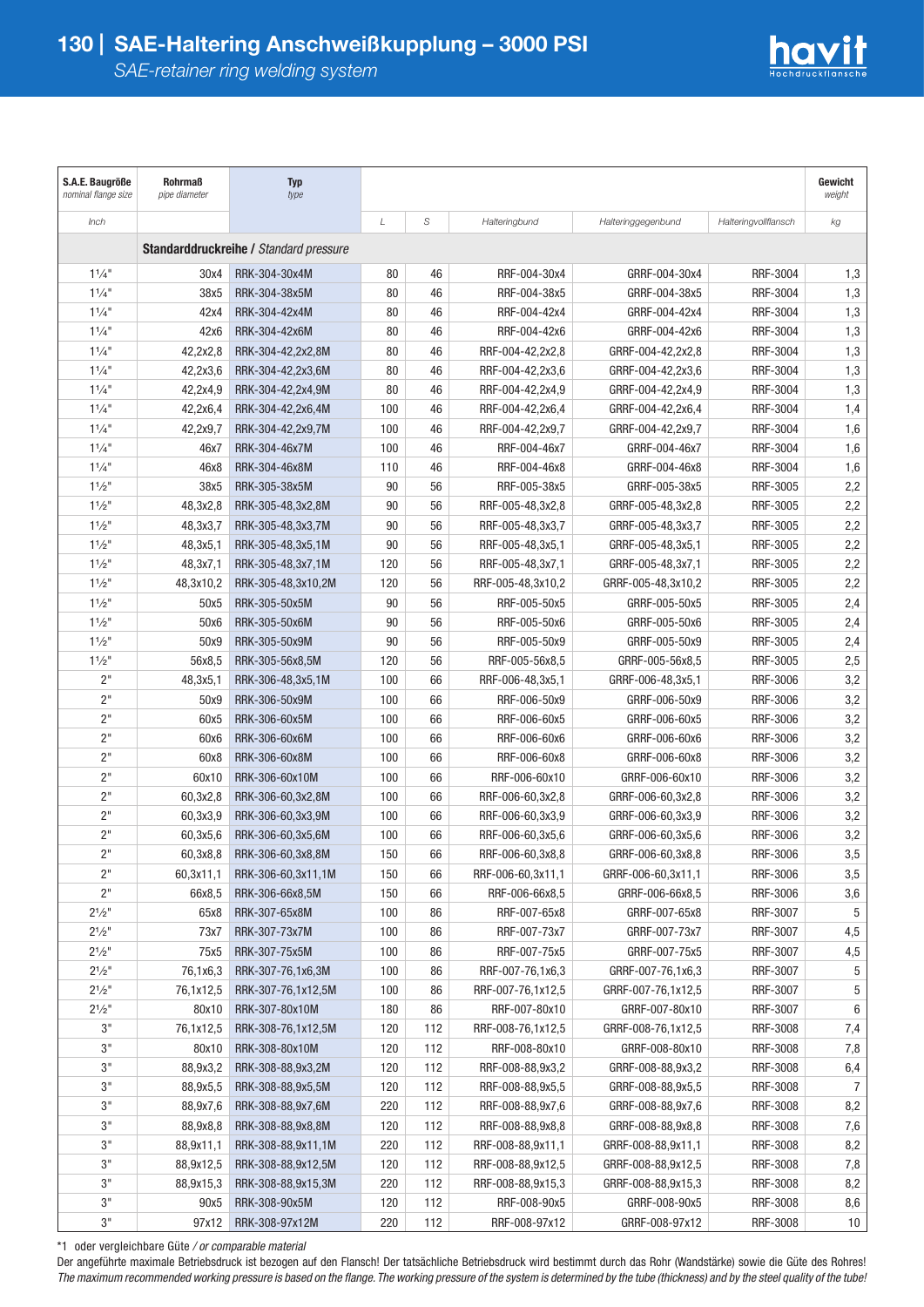# 130 | SAE-Haltering Anschweißkupplung – 3000 PSI

*SAE-retainer ring welding system*

| S.A.E. Baugröße *nominal flange size* | Rohrmaß *pipe diameter* | Typ *type* | | | | | | Gewicht *weight* |
|---|---|---|---|---|---|---|---|---|
| Inch | | | L | S | Halteringbund | Halteringgegenbund | Halteringvollflansch | kg |
| | **Standarddruckreihe** / *Standard pressure* | | | | | | | |
| 1¼" | 30x4 | RRK-304-30x4M | 80 | 46 | RRF-004-30x4 | GRRF-004-30x4 | RRF-3004 | 1,3 |
| 1¼" | 38x5 | RRK-304-38x5M | 80 | 46 | RRF-004-38x5 | GRRF-004-38x5 | RRF-3004 | 1,3 |
| 1¼" | 42x4 | RRK-304-42x4M | 80 | 46 | RRF-004-42x4 | GRRF-004-42x4 | RRF-3004 | 1,3 |
| 1¼" | 42x6 | RRK-304-42x6M | 80 | 46 | RRF-004-42x6 | GRRF-004-42x6 | RRF-3004 | 1,3 |
| 1¼" | 42,2x2,8 | RRK-304-42,2x2,8M | 80 | 46 | RRF-004-42,2x2,8 | GRRF-004-42,2x2,8 | RRF-3004 | 1,3 |
| 1¼" | 42,2x3,6 | RRK-304-42,2x3,6M | 80 | 46 | RRF-004-42,2x3,6 | GRRF-004-42,2x3,6 | RRF-3004 | 1,3 |
| 1¼" | 42,2x4,9 | RRK-304-42,2x4,9M | 80 | 46 | RRF-004-42,2x4,9 | GRRF-004-42,2x4,9 | RRF-3004 | 1,3 |
| 1¼" | 42,2x6,4 | RRK-304-42,2x6,4M | 100 | 46 | RRF-004-42,2x6,4 | GRRF-004-42,2x6,4 | RRF-3004 | 1,4 |
| 1¼" | 42,2x9,7 | RRK-304-42,2x9,7M | 100 | 46 | RRF-004-42,2x9,7 | GRRF-004-42,2x9,7 | RRF-3004 | 1,6 |
| 1¼" | 46x7 | RRK-304-46x7M | 100 | 46 | RRF-004-46x7 | GRRF-004-46x7 | RRF-3004 | 1,6 |
| 1¼" | 46x8 | RRK-304-46x8M | 110 | 46 | RRF-004-46x8 | GRRF-004-46x8 | RRF-3004 | 1,6 |
| 1½" | 38x5 | RRK-305-38x5M | 90 | 56 | RRF-005-38x5 | GRRF-005-38x5 | RRF-3005 | 2,2 |
| 1½" | 48,3x2,8 | RRK-305-48,3x2,8M | 90 | 56 | RRF-005-48,3x2,8 | GRRF-005-48,3x2,8 | RRF-3005 | 2,2 |
| 1½" | 48,3x3,7 | RRK-305-48,3x3,7M | 90 | 56 | RRF-005-48,3x3,7 | GRRF-005-48,3x3,7 | RRF-3005 | 2,2 |
| 1½" | 48,3x5,1 | RRK-305-48,3x5,1M | 90 | 56 | RRF-005-48,3x5,1 | GRRF-005-48,3x5,1 | RRF-3005 | 2,2 |
| 1½" | 48,3x7,1 | RRK-305-48,3x7,1M | 120 | 56 | RRF-005-48,3x7,1 | GRRF-005-48,3x7,1 | RRF-3005 | 2,2 |
| 1½" | 48,3x10,2 | RRK-305-48,3x10,2M | 120 | 56 | RRF-005-48,3x10,2 | GRRF-005-48,3x10,2 | RRF-3005 | 2,2 |
| 1½" | 50x5 | RRK-305-50x5M | 90 | 56 | RRF-005-50x5 | GRRF-005-50x5 | RRF-3005 | 2,4 |
| 1½" | 50x6 | RRK-305-50x6M | 90 | 56 | RRF-005-50x6 | GRRF-005-50x6 | RRF-3005 | 2,4 |
| 1½" | 50x9 | RRK-305-50x9M | 90 | 56 | RRF-005-50x9 | GRRF-005-50x9 | RRF-3005 | 2,4 |
| 1½" | 56x8,5 | RRK-305-56x8,5M | 120 | 56 | RRF-005-56x8,5 | GRRF-005-56x8,5 | RRF-3005 | 2,5 |
| 2" | 48,3x5,1 | RRK-306-48,3x5,1M | 100 | 66 | RRF-006-48,3x5,1 | GRRF-006-48,3x5,1 | RRF-3006 | 3,2 |
| 2" | 50x9 | RRK-306-50x9M | 100 | 66 | RRF-006-50x9 | GRRF-006-50x9 | RRF-3006 | 3,2 |
| 2" | 60x5 | RRK-306-60x5M | 100 | 66 | RRF-006-60x5 | GRRF-006-60x5 | RRF-3006 | 3,2 |
| 2" | 60x6 | RRK-306-60x6M | 100 | 66 | RRF-006-60x6 | GRRF-006-60x6 | RRF-3006 | 3,2 |
| 2" | 60x8 | RRK-306-60x8M | 100 | 66 | RRF-006-60x8 | GRRF-006-60x8 | RRF-3006 | 3,2 |
| 2" | 60x10 | RRK-306-60x10M | 100 | 66 | RRF-006-60x10 | GRRF-006-60x10 | RRF-3006 | 3,2 |
| 2" | 60,3x2,8 | RRK-306-60,3x2,8M | 100 | 66 | RRF-006-60,3x2,8 | GRRF-006-60,3x2,8 | RRF-3006 | 3,2 |
| 2" | 60,3x3,9 | RRK-306-60,3x3,9M | 100 | 66 | RRF-006-60,3x3,9 | GRRF-006-60,3x3,9 | RRF-3006 | 3,2 |
| 2" | 60,3x5,6 | RRK-306-60,3x5,6M | 100 | 66 | RRF-006-60,3x5,6 | GRRF-006-60,3x5,6 | RRF-3006 | 3,2 |
| 2" | 60,3x8,8 | RRK-306-60,3x8,8M | 150 | 66 | RRF-006-60,3x8,8 | GRRF-006-60,3x8,8 | RRF-3006 | 3,5 |
| 2" | 60,3x11,1 | RRK-306-60,3x11,1M | 150 | 66 | RRF-006-60,3x11,1 | GRRF-006-60,3x11,1 | RRF-3006 | 3,5 |
| 2" | 66x8,5 | RRK-306-66x8,5M | 150 | 66 | RRF-006-66x8,5 | GRRF-006-66x8,5 | RRF-3006 | 3,6 |
| 2½" | 65x8 | RRK-307-65x8M | 100 | 86 | RRF-007-65x8 | GRRF-007-65x8 | RRF-3007 | 5 |
| 2½" | 73x7 | RRK-307-73x7M | 100 | 86 | RRF-007-73x7 | GRRF-007-73x7 | RRF-3007 | 4,5 |
| 2½" | 75x5 | RRK-307-75x5M | 100 | 86 | RRF-007-75x5 | GRRF-007-75x5 | RRF-3007 | 4,5 |
| 2½" | 76,1x6,3 | RRK-307-76,1x6,3M | 100 | 86 | RRF-007-76,1x6,3 | GRRF-007-76,1x6,3 | RRF-3007 | 5 |
| 2½" | 76,1x12,5 | RRK-307-76,1x12,5M | 100 | 86 | RRF-007-76,1x12,5 | GRRF-007-76,1x12,5 | RRF-3007 | 5 |
| 2½" | 80x10 | RRK-307-80x10M | 180 | 86 | RRF-007-80x10 | GRRF-007-80x10 | RRF-3007 | 6 |
| 3" | 76,1x12,5 | RRK-308-76,1x12,5M | 120 | 112 | RRF-008-76,1x12,5 | GRRF-008-76,1x12,5 | RRF-3008 | 7,4 |
| 3" | 80x10 | RRK-308-80x10M | 120 | 112 | RRF-008-80x10 | GRRF-008-80x10 | RRF-3008 | 7,8 |
| 3" | 88,9x3,2 | RRK-308-88,9x3,2M | 120 | 112 | RRF-008-88,9x3,2 | GRRF-008-88,9x3,2 | RRF-3008 | 6,4 |
| 3" | 88,9x5,5 | RRK-308-88,9x5,5M | 120 | 112 | RRF-008-88,9x5,5 | GRRF-008-88,9x5,5 | RRF-3008 | 7 |
| 3" | 88,9x7,6 | RRK-308-88,9x7,6M | 220 | 112 | RRF-008-88,9x7,6 | GRRF-008-88,9x7,6 | RRF-3008 | 8,2 |
| 3" | 88,9x8,8 | RRK-308-88,9x8,8M | 120 | 112 | RRF-008-88,9x8,8 | GRRF-008-88,9x8,8 | RRF-3008 | 7,6 |
| 3" | 88,9x11,1 | RRK-308-88,9x11,1M | 220 | 112 | RRF-008-88,9x11,1 | GRRF-008-88,9x11,1 | RRF-3008 | 8,2 |
| 3" | 88,9x12,5 | RRK-308-88,9x12,5M | 120 | 112 | RRF-008-88,9x12,5 | GRRF-008-88,9x12,5 | RRF-3008 | 7,8 |
| 3" | 88,9x15,3 | RRK-308-88,9x15,3M | 220 | 112 | RRF-008-88,9x15,3 | GRRF-008-88,9x15,3 | RRF-3008 | 8,2 |
| 3" | 90x5 | RRK-308-90x5M | 120 | 112 | RRF-008-90x5 | GRRF-008-90x5 | RRF-3008 | 8,6 |
| 3" | 97x12 | RRK-308-97x12M | 220 | 112 | RRF-008-97x12 | GRRF-008-97x12 | RRF-3008 | 10 |

*1 oder vergleichbare Güte / *or comparable material*

Der angeführte maximale Betriebsdruck ist bezogen auf den Flansch! Der tatsächliche Betriebsdruck wird bestimmt durch das Rohr (Wandstärke) sowie die Güte des Rohres!
*The maximum recommended working pressure is based on the flange. The working pressure of the system is determined by the tube (thickness) and by the steel quality of the tube!*